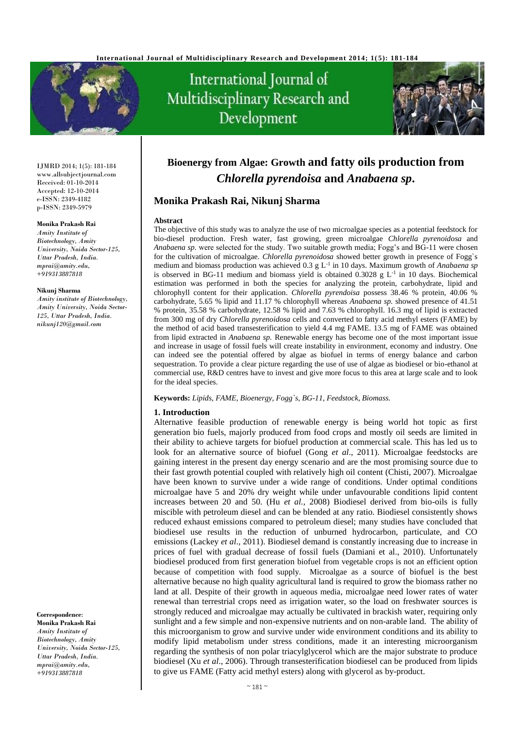# Bioenergy from Algae: Growth and fatty oils production from *Chlorella pyrendoisa* and *Anabaena sp*.

## Monika Prakash Rai, Nikunj Sharma

IJMRD 2014; 1(5): 181-184
www.allsubjectjournal.com
Received: 01-10-2014
Accepted: 12-10-2014
e-ISSN: 2349-4182
p-ISSN: 2349-5979

**Monika Prakash Rai**
*Amity Institute of Biotechnology, Amity University, Noida Sector-125, Uttar Pradesh, India. mprai@amity.edu, +919313887818*

**Nikunj Sharma**
*Amity institute of Biotechnology, Amity University, Noida Sector-125, Uttar Pradesh, India. nikunj120@gmail.com*

**Correspondence**:
**Monika Prakash Rai**
*Amity Institute of Biotechnology, Amity University, Noida Sector-125, Uttar Pradesh, India. mprai@amity.edu, +919313887818*

**Abstract**

The objective of this study was to analyze the use of two microalgae species as a potential feedstock for bio-diesel production. Fresh water, fast growing, green microalgae *Chlorella pyrenoidosa* and *Anabaena sp.* were selected for the study. Two suitable growth media; Fogg's and BG-11 were chosen for the cultivation of microalgae. *Chlorella pyrenoidosa* showed better growth in presence of Fogg`s medium and biomass production was achieved 0.3 g $L^{-1}$ in 10 days. Maximum growth of *Anabaena sp* is observed in BG-11 medium and biomass yield is obtained 0.3028 g $L^{-1}$ in 10 days. Biochemical estimation was performed in both the species for analyzing the protein, carbohydrate, lipid and chlorophyll content for their application. *Chlorella pyrendoisa* possess 38.46 % protein, 40.06 % carbohydrate, 5.65 % lipid and 11.17 % chlorophyll whereas *Anabaena sp.* showed presence of 41.51 % protein, 35.58 % carbohydrate, 12.58 % lipid and 7.63 % chlorophyll. 16.3 mg of lipid is extracted from 300 mg of dry *Chlorella pyrenoidosa* cells and converted to fatty acid methyl esters (FAME) by the method of acid based transesterification to yield 4.4 mg FAME. 13.5 mg of FAME was obtained from lipid extracted in *Anabaena sp.* Renewable energy has become one of the most important issue and increase in usage of fossil fuels will create instability in environment, economy and industry. One can indeed see the potential offered by algae as biofuel in terms of energy balance and carbon sequestration. To provide a clear picture regarding the use of use of algae as biodiesel or bio-ethanol at commercial use, R&D centres have to invest and give more focus to this area at large scale and to look for the ideal species.

**Keywords:** *Lipids, FAME, Bioenergy, Fogg`s, BG-11, Feedstock, Biomass.*

### 1. Introduction

Alternative feasible production of renewable energy is being world hot topic as first generation bio fuels, majorly produced from food crops and mostly oil seeds are limited in their ability to achieve targets for biofuel production at commercial scale. This has led us to look for an alternative source of biofuel (Gong *et al*., 2011). Microalgae feedstocks are gaining interest in the present day energy scenario and are the most promising source due to their fast growth potential coupled with relatively high oil content (Chisti, 2007). Microalgae have been known to survive under a wide range of conditions. Under optimal conditions microalgae have 5 and 20% dry weight while under unfavourable conditions lipid content increases between 20 and 50. (Hu *et al.*, 2008) Biodiesel derived from bio-oils is fully miscible with petroleum diesel and can be blended at any ratio. Biodiesel consistently shows reduced exhaust emissions compared to petroleum diesel; many studies have concluded that biodiesel use results in the reduction of unburned hydrocarbon, particulate, and CO emissions (Lackey *et al*., 2011). Biodiesel demand is constantly increasing due to increase in prices of fuel with gradual decrease of fossil fuels (Damiani et al., 2010). Unfortunately biodiesel produced from first generation biofuel from vegetable crops is not an efficient option because of competition with food supply. Microalgae as a source of biofuel is the best alternative because no high quality agricultural land is required to grow the biomass rather no land at all. Despite of their growth in aqueous media, microalgae need lower rates of water renewal than terrestrial crops need as irrigation water, so the load on freshwater sources is strongly reduced and microalgae may actually be cultivated in brackish water, requiring only sunlight and a few simple and non-expensive nutrients and on non-arable land. The ability of this microorganism to grow and survive under wide environment conditions and its ability to modify lipid metabolism under stress conditions, made it an interesting microorganism regarding the synthesis of non polar triacylglycerol which are the major substrate to produce biodiesel (Xu *et al*., 2006). Through transesterification biodiesel can be produced from lipids to give us FAME (Fatty acid methyl esters) along with glycerol as by-product.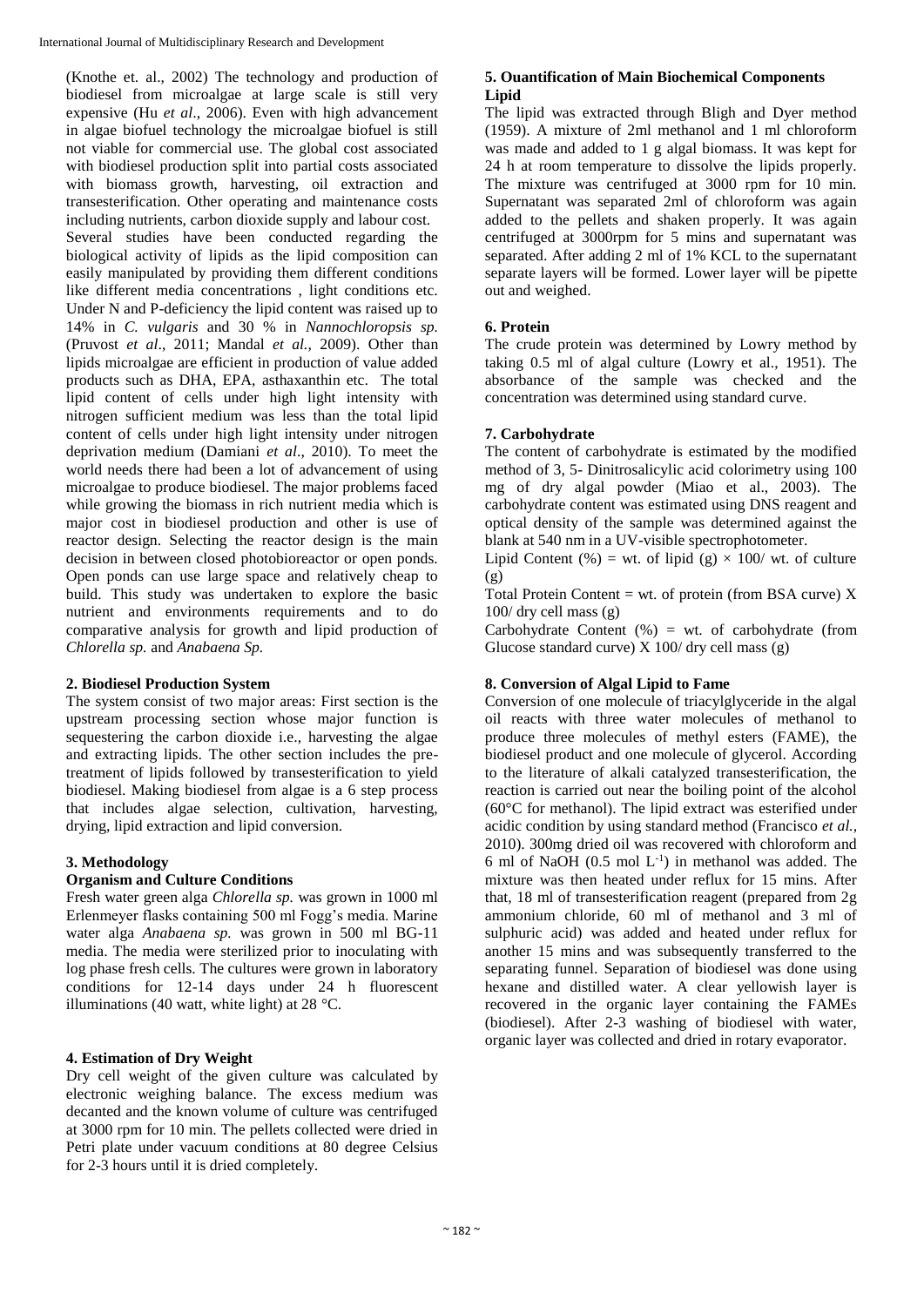(Knothe et. al., 2002) The technology and production of biodiesel from microalgae at large scale is still very expensive (Hu *et al*., 2006). Even with high advancement in algae biofuel technology the microalgae biofuel is still not viable for commercial use. The global cost associated with biodiesel production split into partial costs associated with biomass growth, harvesting, oil extraction and transesterification. Other operating and maintenance costs including nutrients, carbon dioxide supply and labour cost.

Several studies have been conducted regarding the biological activity of lipids as the lipid composition can easily manipulated by providing them different conditions like different media concentrations , light conditions etc. Under N and P-deficiency the lipid content was raised up to 14% in *C. vulgaris* and 30 % in *Nannochloropsis sp.* (Pruvost *et al*., 2011; Mandal *et al.,* 2009). Other than lipids microalgae are efficient in production of value added products such as DHA, EPA, asthaxanthin etc. The total lipid content of cells under high light intensity with nitrogen sufficient medium was less than the total lipid content of cells under high light intensity under nitrogen deprivation medium (Damiani *et al*., 2010). To meet the world needs there had been a lot of advancement of using microalgae to produce biodiesel. The major problems faced while growing the biomass in rich nutrient media which is major cost in biodiesel production and other is use of reactor design. Selecting the reactor design is the main decision in between closed photobioreactor or open ponds. Open ponds can use large space and relatively cheap to build. This study was undertaken to explore the basic nutrient and environments requirements and to do comparative analysis for growth and lipid production of *Chlorella sp.* and *Anabaena Sp.*

## 2. Biodiesel Production System

The system consist of two major areas: First section is the upstream processing section whose major function is sequestering the carbon dioxide i.e., harvesting the algae and extracting lipids. The other section includes the pre-treatment of lipids followed by transesterification to yield biodiesel. Making biodiesel from algae is a 6 step process that includes algae selection, cultivation, harvesting, drying, lipid extraction and lipid conversion.

## 3. Methodology

### Organism and Culture Conditions

Fresh water green alga *Chlorella sp.* was grown in 1000 ml Erlenmeyer flasks containing 500 ml Fogg's media. Marine water alga *Anabaena sp.* was grown in 500 ml BG-11 media. The media were sterilized prior to inoculating with log phase fresh cells. The cultures were grown in laboratory conditions for 12-14 days under 24 h fluorescent illuminations (40 watt, white light) at 28 °C.

## 4. Estimation of Dry Weight

Dry cell weight of the given culture was calculated by electronic weighing balance. The excess medium was decanted and the known volume of culture was centrifuged at 3000 rpm for 10 min. The pellets collected were dried in Petri plate under vacuum conditions at 80 degree Celsius for 2-3 hours until it is dried completely.

## 5. Ouantification of Main Biochemical Components Lipid

The lipid was extracted through Bligh and Dyer method (1959). A mixture of 2ml methanol and 1 ml chloroform was made and added to 1 g algal biomass. It was kept for 24 h at room temperature to dissolve the lipids properly. The mixture was centrifuged at 3000 rpm for 10 min. Supernatant was separated 2ml of chloroform was again added to the pellets and shaken properly. It was again centrifuged at 3000rpm for 5 mins and supernatant was separated. After adding 2 ml of 1% KCL to the supernatant separate layers will be formed. Lower layer will be pipette out and weighed.

## 6. Protein

The crude protein was determined by Lowry method by taking 0.5 ml of algal culture (Lowry et al., 1951). The absorbance of the sample was checked and the concentration was determined using standard curve.

## 7. Carbohydrate

The content of carbohydrate is estimated by the modified method of 3, 5- Dinitrosalicylic acid colorimetry using 100 mg of dry algal powder (Miao et al., 2003). The carbohydrate content was estimated using DNS reagent and optical density of the sample was determined against the blank at 540 nm in a UV-visible spectrophotometer.

Lipid Content (%) = wt. of lipid (g) × 100/ wt. of culture (g)

Total Protein Content = wt. of protein (from BSA curve) X 100/ dry cell mass (g)

Carbohydrate Content (%) = wt. of carbohydrate (from Glucose standard curve) X 100/ dry cell mass (g)

## 8. Conversion of Algal Lipid to Fame

Conversion of one molecule of triacylglyceride in the algal oil reacts with three water molecules of methanol to produce three molecules of methyl esters (FAME), the biodiesel product and one molecule of glycerol. According to the literature of alkali catalyzed transesterification, the reaction is carried out near the boiling point of the alcohol (60°C for methanol). The lipid extract was esterified under acidic condition by using standard method (Francisco *et al.,* 2010). 300mg dried oil was recovered with chloroform and 6 ml of NaOH (0.5 mol $L^{-1}$) in methanol was added. The mixture was then heated under reflux for 15 mins. After that, 18 ml of transesterification reagent (prepared from 2g ammonium chloride, 60 ml of methanol and 3 ml of sulphuric acid) was added and heated under reflux for another 15 mins and was subsequently transferred to the separating funnel. Separation of biodiesel was done using hexane and distilled water. A clear yellowish layer is recovered in the organic layer containing the FAMEs (biodiesel). After 2-3 washing of biodiesel with water, organic layer was collected and dried in rotary evaporator.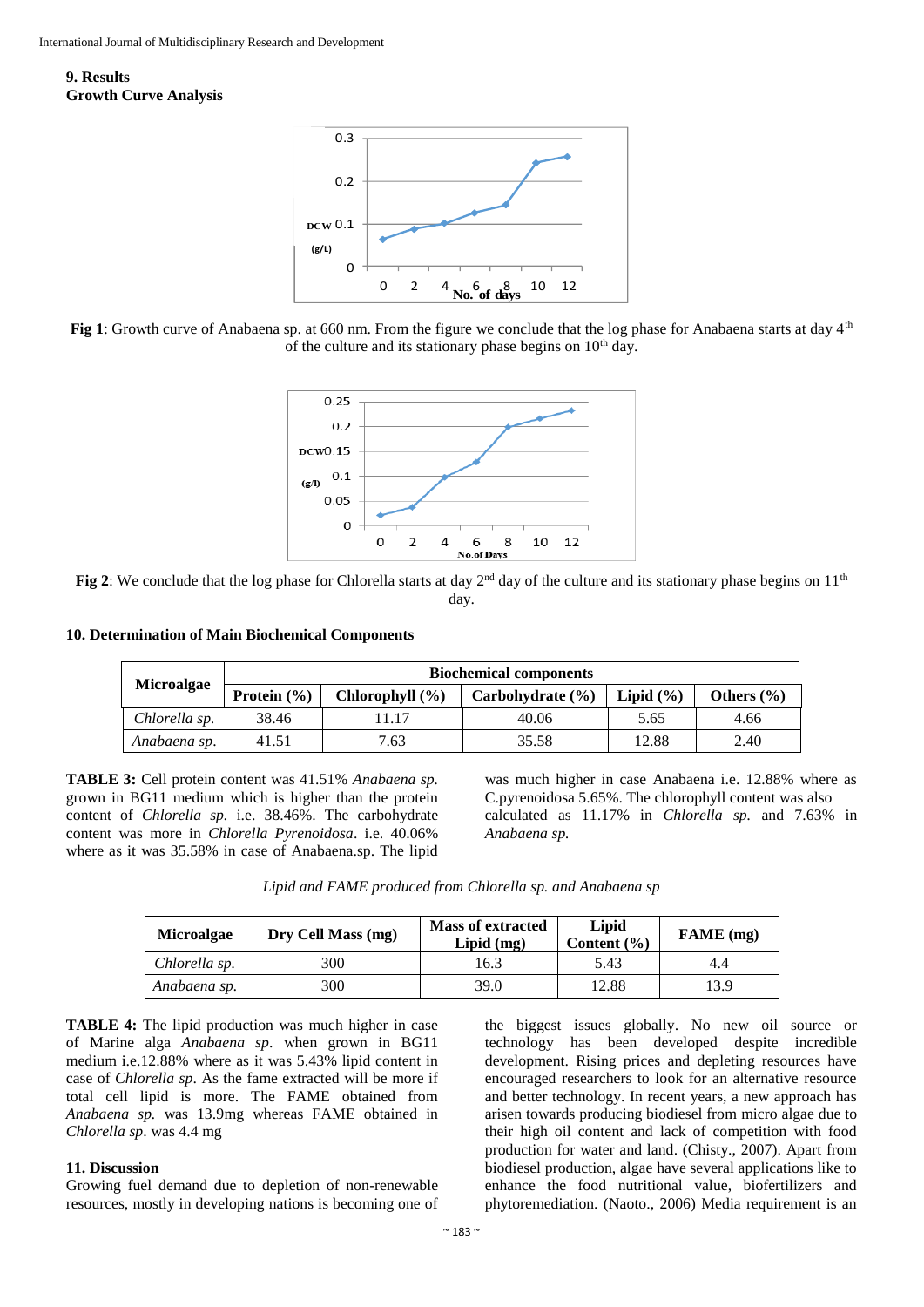## 9. Results

### Growth Curve Analysis

**Fig 1**: Growth curve of Anabaena sp. at 660 nm. From the figure we conclude that the log phase for Anabaena starts at day 4th of the culture and its stationary phase begins on 10th day.

**Fig 2**: We conclude that the log phase for Chlorella starts at day 2nd day of the culture and its stationary phase begins on 11th day.

## 10. Determination of Main Biochemical Components

| Microalgae | Biochemical components | | | | |
|---|---|---|---|---|---|
| | Protein (%) | Chlorophyll (%) | Carbohydrate (%) | Lipid (%) | Others (%) |
| *Chlorella sp.* | 38.46 | 11.17 | 40.06 | 5.65 | 4.66 |
| *Anabaena sp.* | 41.51 | 7.63 | 35.58 | 12.88 | 2.40 |

**TABLE 3:** Cell protein content was 41.51% *Anabaena sp.* grown in BG11 medium which is higher than the protein content of *Chlorella sp.* i.e. 38.46%. The carbohydrate content was more in *Chlorella Pyrenoidosa*. i.e. 40.06% where as it was 35.58% in case of Anabaena.sp. The lipid was much higher in case Anabaena i.e. 12.88% where as C.pyrenoidosa 5.65%. The chlorophyll content was also calculated as 11.17% in *Chlorella sp.* and 7.63% in *Anabaena sp.*

*Lipid and FAME produced from Chlorella sp. and Anabaena sp*

| Microalgae | Dry Cell Mass (mg) | Mass of extracted Lipid (mg) | Lipid Content (%) | FAME (mg) |
|---|---|---|---|---|
| *Chlorella sp.* | 300 | 16.3 | 5.43 | 4.4 |
| *Anabaena sp.* | 300 | 39.0 | 12.88 | 13.9 |

**TABLE 4:** The lipid production was much higher in case of Marine alga *Anabaena sp.* when grown in BG11 medium i.e.12.88% where as it was 5.43% lipid content in case of *Chlorella sp*. As the fame extracted will be more if total cell lipid is more. The FAME obtained from *Anabaena sp.* was 13.9mg whereas FAME obtained in *Chlorella sp*. was 4.4 mg

## 11. Discussion

Growing fuel demand due to depletion of non-renewable resources, mostly in developing nations is becoming one of the biggest issues globally. No new oil source or technology has been developed despite incredible development. Rising prices and depleting resources have encouraged researchers to look for an alternative resource and better technology. In recent years, a new approach has arisen towards producing biodiesel from micro algae due to their high oil content and lack of competition with food production for water and land. (Chisty., 2007). Apart from biodiesel production, algae have several applications like to enhance the food nutritional value, biofertilizers and phytoremediation. (Naoto., 2006) Media requirement is an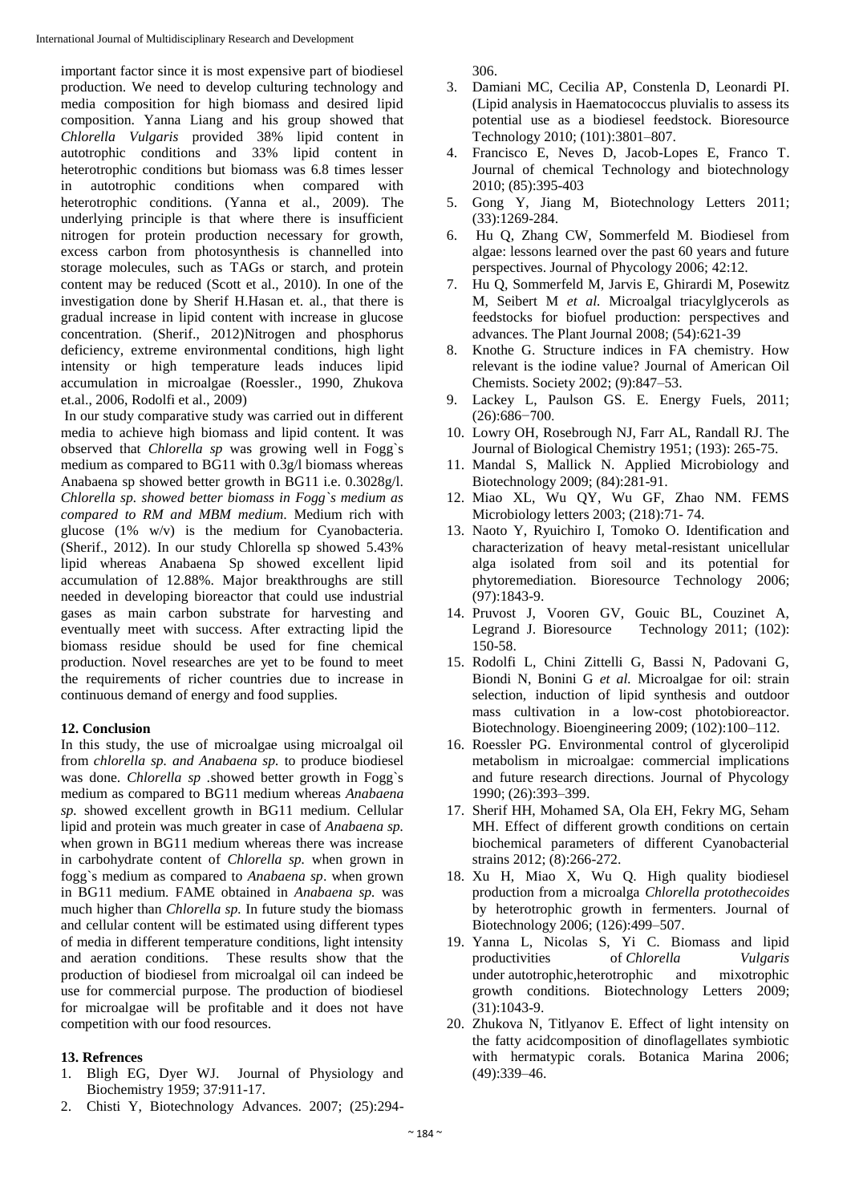important factor since it is most expensive part of biodiesel production. We need to develop culturing technology and media composition for high biomass and desired lipid composition. Yanna Liang and his group showed that *Chlorella Vulgaris* provided 38% lipid content in autotrophic conditions and 33% lipid content in heterotrophic conditions but biomass was 6.8 times lesser in autotrophic conditions when compared with heterotrophic conditions. (Yanna et al., 2009). The underlying principle is that where there is insufficient nitrogen for protein production necessary for growth, excess carbon from photosynthesis is channelled into storage molecules, such as TAGs or starch, and protein content may be reduced (Scott et al., 2010). In one of the investigation done by Sherif H.Hasan et. al., that there is gradual increase in lipid content with increase in glucose concentration. (Sherif., 2012)Nitrogen and phosphorus deficiency, extreme environmental conditions, high light intensity or high temperature leads induces lipid accumulation in microalgae (Roessler., 1990, Zhukova et.al., 2006, Rodolfi et al., 2009)

In our study comparative study was carried out in different media to achieve high biomass and lipid content. It was observed that *Chlorella sp* was growing well in Fogg`s medium as compared to BG11 with 0.3g/l biomass whereas Anabaena sp showed better growth in BG11 i.e. 0.3028g/l. *Chlorella sp. showed better biomass in Fogg`s medium as compared to RM and MBM medium*. Medium rich with glucose (1% w/v) is the medium for Cyanobacteria. (Sherif., 2012). In our study Chlorella sp showed 5.43% lipid whereas Anabaena Sp showed excellent lipid accumulation of 12.88%. Major breakthroughs are still needed in developing bioreactor that could use industrial gases as main carbon substrate for harvesting and eventually meet with success. After extracting lipid the biomass residue should be used for fine chemical production. Novel researches are yet to be found to meet the requirements of richer countries due to increase in continuous demand of energy and food supplies.

## 12. Conclusion

In this study, the use of microalgae using microalgal oil from *chlorella sp. and Anabaena sp.* to produce biodiesel was done. *Chlorella sp* .showed better growth in Fogg`s medium as compared to BG11 medium whereas *Anabaena sp.* showed excellent growth in BG11 medium. Cellular lipid and protein was much greater in case of *Anabaena sp.* when grown in BG11 medium whereas there was increase in carbohydrate content of *Chlorella sp.* when grown in fogg`s medium as compared to *Anabaena sp*. when grown in BG11 medium. FAME obtained in *Anabaena sp.* was much higher than *Chlorella sp.* In future study the biomass and cellular content will be estimated using different types of media in different temperature conditions, light intensity and aeration conditions. These results show that the production of biodiesel from microalgal oil can indeed be use for commercial purpose. The production of biodiesel for microalgae will be profitable and it does not have competition with our food resources.

## 13. Refrences

1. Bligh EG, Dyer WJ. Journal of Physiology and Biochemistry 1959; 37:911-17.
2. Chisti Y, Biotechnology Advances. 2007; (25):294-306.
3. Damiani MC, Cecilia AP, Constenla D, Leonardi PI. (Lipid analysis in Haematococcus pluvialis to assess its potential use as a biodiesel feedstock. Bioresource Technology 2010; (101):3801–807.
4. Francisco E, Neves D, Jacob-Lopes E, Franco T. Journal of chemical Technology and biotechnology 2010; (85):395-403
5. Gong Y, Jiang M, Biotechnology Letters 2011; (33):1269-284.
6. Hu Q, Zhang CW, Sommerfeld M. Biodiesel from algae: lessons learned over the past 60 years and future perspectives. Journal of Phycology 2006; 42:12.
7. Hu Q, Sommerfeld M, Jarvis E, Ghirardi M, Posewitz M, Seibert M *et al.* Microalgal triacylglycerols as feedstocks for biofuel production: perspectives and advances. The Plant Journal 2008; (54):621-39
8. Knothe G. Structure indices in FA chemistry. How relevant is the iodine value? Journal of American Oil Chemists. Society 2002; (9):847–53.
9. Lackey L, Paulson GS. E. Energy Fuels, 2011; (26):686−700.
10. Lowry OH, Rosebrough NJ, Farr AL, Randall RJ. The Journal of Biological Chemistry 1951; (193): 265-75.
11. Mandal S, Mallick N. Applied Microbiology and Biotechnology 2009; (84):281-91.
12. Miao XL, Wu QY, Wu GF, Zhao NM. FEMS Microbiology letters 2003; (218):71- 74.
13. Naoto Y, Ryuichiro I, Tomoko O. Identification and characterization of heavy metal-resistant unicellular alga isolated from soil and its potential for phytoremediation. Bioresource Technology 2006; (97):1843-9.
14. Pruvost J, Vooren GV, Gouic BL, Couzinet A, Legrand J. Bioresource Technology 2011; (102): 150-58.
15. Rodolfi L, Chini Zittelli G, Bassi N, Padovani G, Biondi N, Bonini G *et al.* Microalgae for oil: strain selection, induction of lipid synthesis and outdoor mass cultivation in a low-cost photobioreactor. Biotechnology. Bioengineering 2009; (102):100–112.
16. Roessler PG. Environmental control of glycerolipid metabolism in microalgae: commercial implications and future research directions. Journal of Phycology 1990; (26):393–399.
17. Sherif HH, Mohamed SA, Ola EH, Fekry MG, Seham MH. Effect of different growth conditions on certain biochemical parameters of different Cyanobacterial strains 2012; (8):266-272.
18. Xu H, Miao X, Wu Q. High quality biodiesel production from a microalga *Chlorella protothecoides* by heterotrophic growth in fermenters. Journal of Biotechnology 2006; (126):499–507.
19. Yanna L, Nicolas S, Yi C. Biomass and lipid productivities of *Chlorella Vulgaris* under autotrophic,heterotrophic and mixotrophic growth conditions. Biotechnology Letters 2009; (31):1043-9.
20. Zhukova N, Titlyanov E. Effect of light intensity on the fatty acidcomposition of dinoflagellates symbiotic with hermatypic corals. Botanica Marina 2006; (49):339–46.